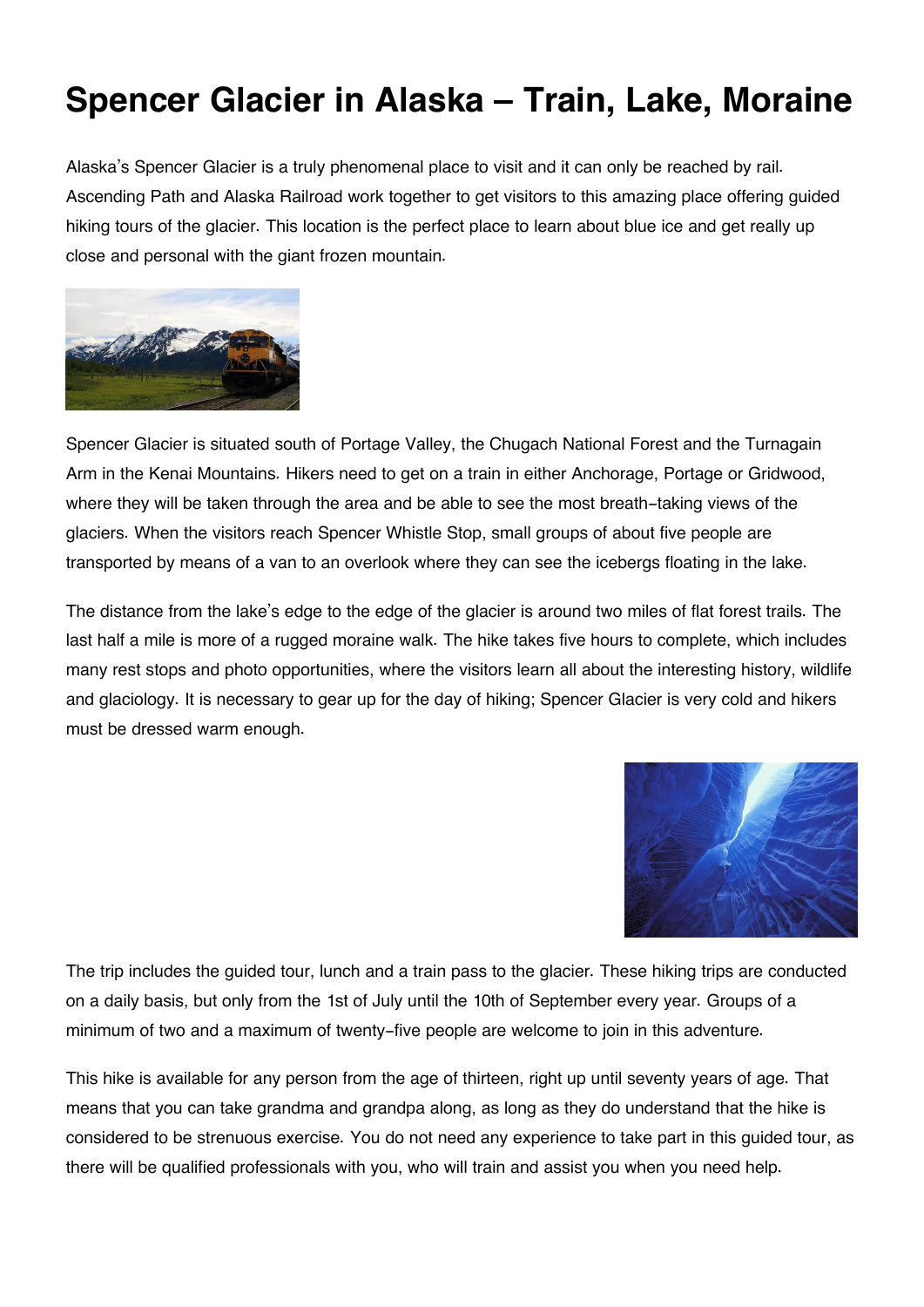# Spencer Glacier in Alaska – Train, Lake, Moraine

Alaska's Spencer Glacier is a truly phenomenal place to visit and it can only be reached by rail. Ascending Path and Alaska Railroad work together to get visitors to this amazing place offering guided hiking tours of the glacier. This location is the perfect place to learn about blue ice and get really up close and personal with the giant frozen mountain.

Spencer Glacier is situated south of Portage Valley, the Chugach National Forest and the Turnagain Arm in the Kenai Mountains. Hikers need to get on a train in either Anchorage, Portage or Gridwood, where they will be taken through the area and be able to see the most breath-taking views of the glaciers. When the visitors reach Spencer Whistle Stop, small groups of about five people are transported by means of a van to an overlook where they can see the icebergs floating in the lake.

The distance from the lake's edge to the edge of the glacier is around two miles of flat forest trails. The last half a mile is more of a rugged moraine walk. The hike takes five hours to complete, which includes many rest stops and photo opportunities, where the visitors learn all about the interesting history, wildlife and glaciology. It is necessary to gear up for the day of hiking; Spencer Glacier is very cold and hikers must be dressed warm enough.

The trip includes the guided tour, lunch and a train pass to the glacier. These hiking trips are conducted on a daily basis, but only from the 1st of July until the 10th of September every year. Groups of a minimum of two and a maximum of twenty-five people are welcome to join in this adventure.

This hike is available for any person from the age of thirteen, right up until seventy years of age. That means that you can take grandma and grandpa along, as long as they do understand that the hike is considered to be strenuous exercise. You do not need any experience to take part in this guided tour, as there will be qualified professionals with you, who will train and assist you when you need help.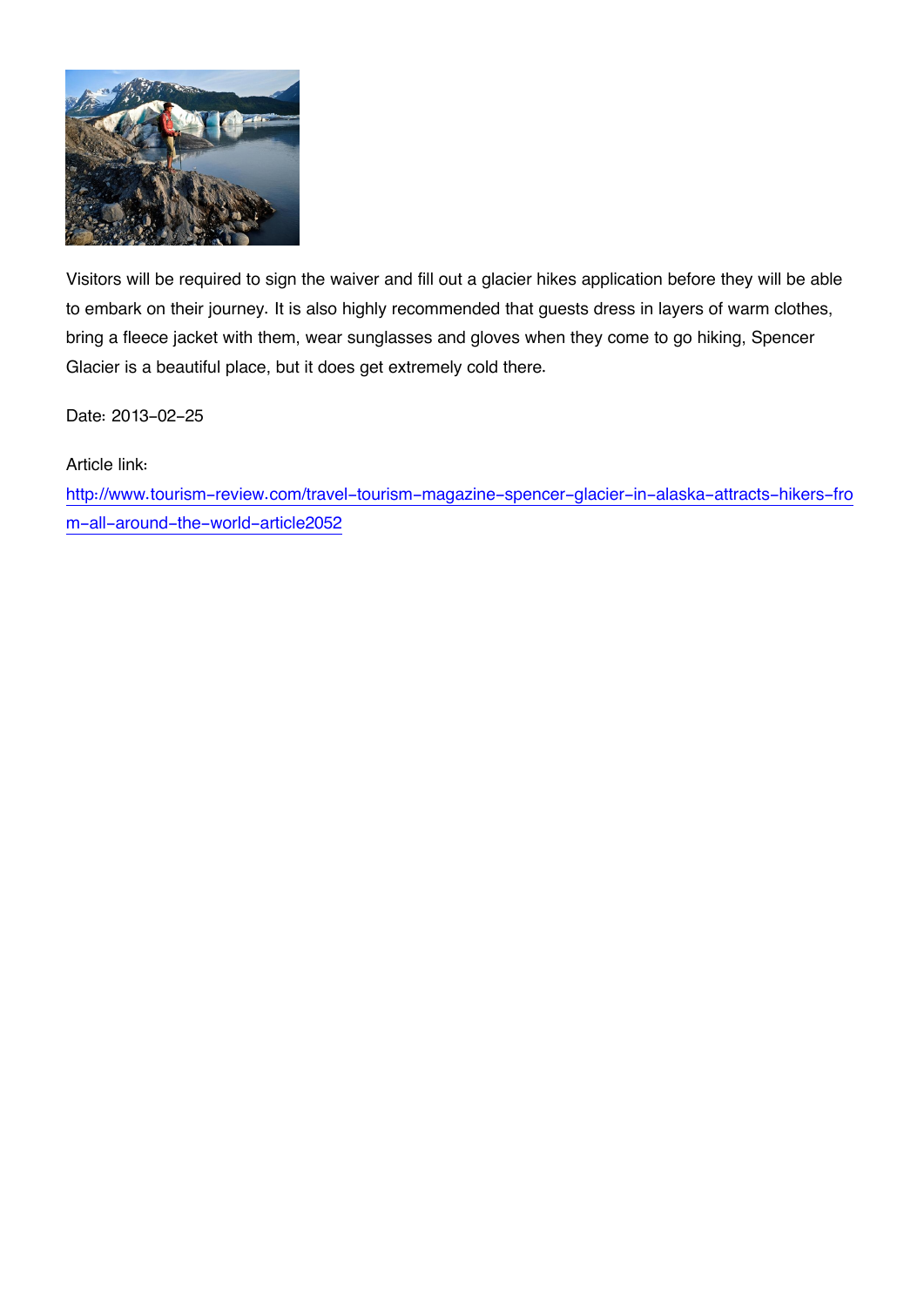Visitors will be required to sign the waiver and fill out a glacier hikes application before they will be able to embark on their journey. It is also highly recommended that guests dress in layers of warm clothes, bring a fleece jacket with them, wear sunglasses and gloves when they come to go hiking, Spencer Glacier is a beautiful place, but it does get extremely cold there.

Date: 2013-02-25

Article link:
[http://www.tourism-review.com/travel-tourism-magazine-spencer-glacier-in-alaska-attracts-hikers-from-all-around-the-world-article2052](http://www.tourism-review.com/travel-tourism-magazine-spencer-glacier-in-alaska-attracts-hikers-from-all-around-the-world-article2052)